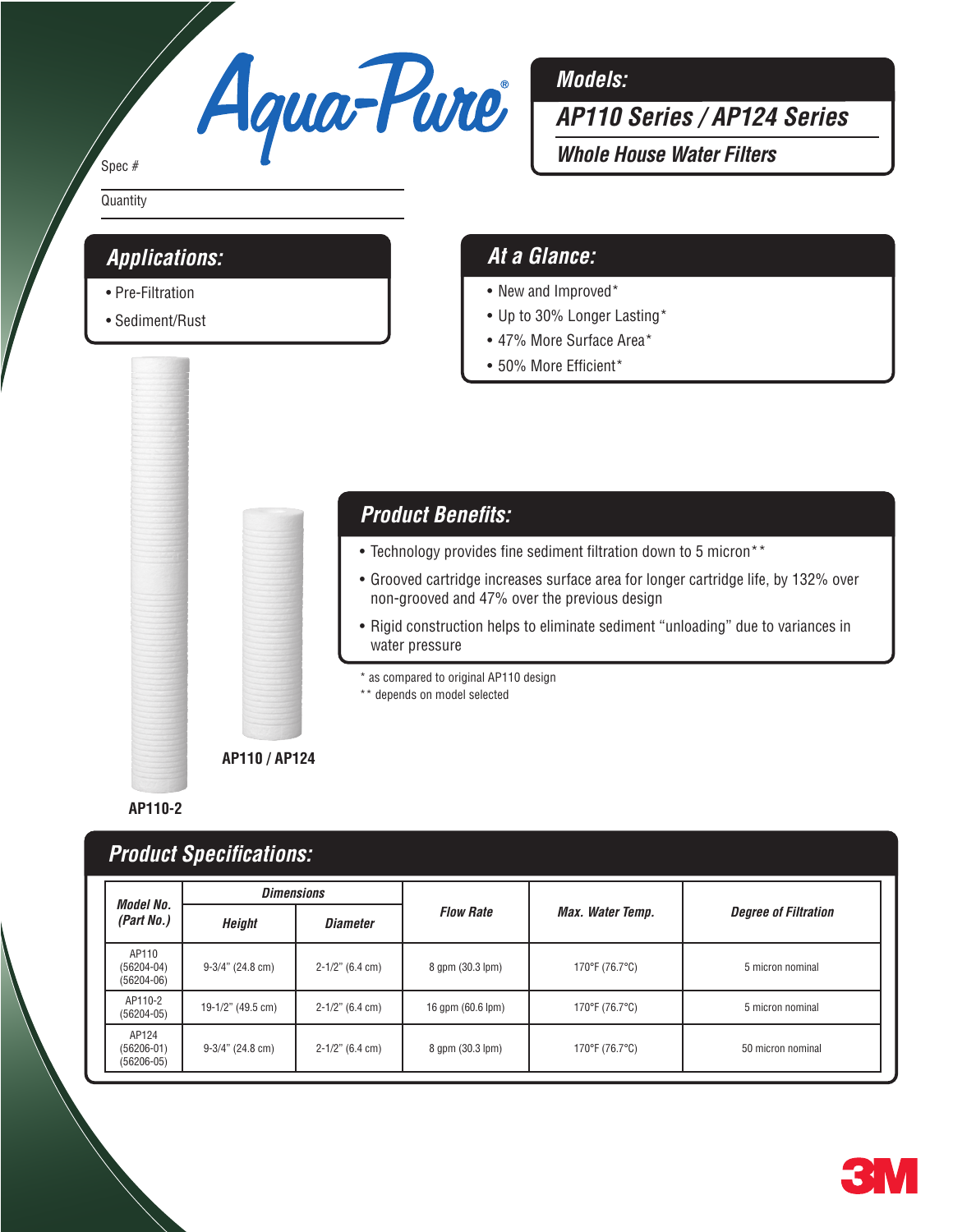# Aqua-Pure®

Spec #

Quantity

## Models:

### AP110 Series / AP124 Series

### Whole House Water Filters

## Applications:

- Pre-Filtration
- Sediment/Rust

## At a Glance:

- New and Improved*
- Up to 30% Longer Lasting*
- 47% More Surface Area*
- 50% More Efficient*

AP110 / AP124

AP110-2

## Product Benefits:

- Technology provides fine sediment filtration down to 5 micron**
- Grooved cartridge increases surface area for longer cartridge life, by 132% over non-grooved and 47% over the previous design
- Rigid construction helps to eliminate sediment "unloading" due to variances in water pressure

\* as compared to original AP110 design

\** depends on model selected

## Product Specifications:

| Model No. (Part No.) | Dimensions | | Flow Rate | Max. Water Temp. | Degree of Filtration |
|---|---|---|---|---|---|
| | Height | Diameter | | | |
| AP110 (56204-04) (56204-06) | 9-3/4" (24.8 cm) | 2-1/2" (6.4 cm) | 8 gpm (30.3 lpm) | 170°F (76.7°C) | 5 micron nominal |
| AP110-2 (56204-05) | 19-1/2" (49.5 cm) | 2-1/2" (6.4 cm) | 16 gpm (60.6 lpm) | 170°F (76.7°C) | 5 micron nominal |
| AP124 (56206-01) (56206-05) | 9-3/4" (24.8 cm) | 2-1/2" (6.4 cm) | 8 gpm (30.3 lpm) | 170°F (76.7°C) | 50 micron nominal |

3M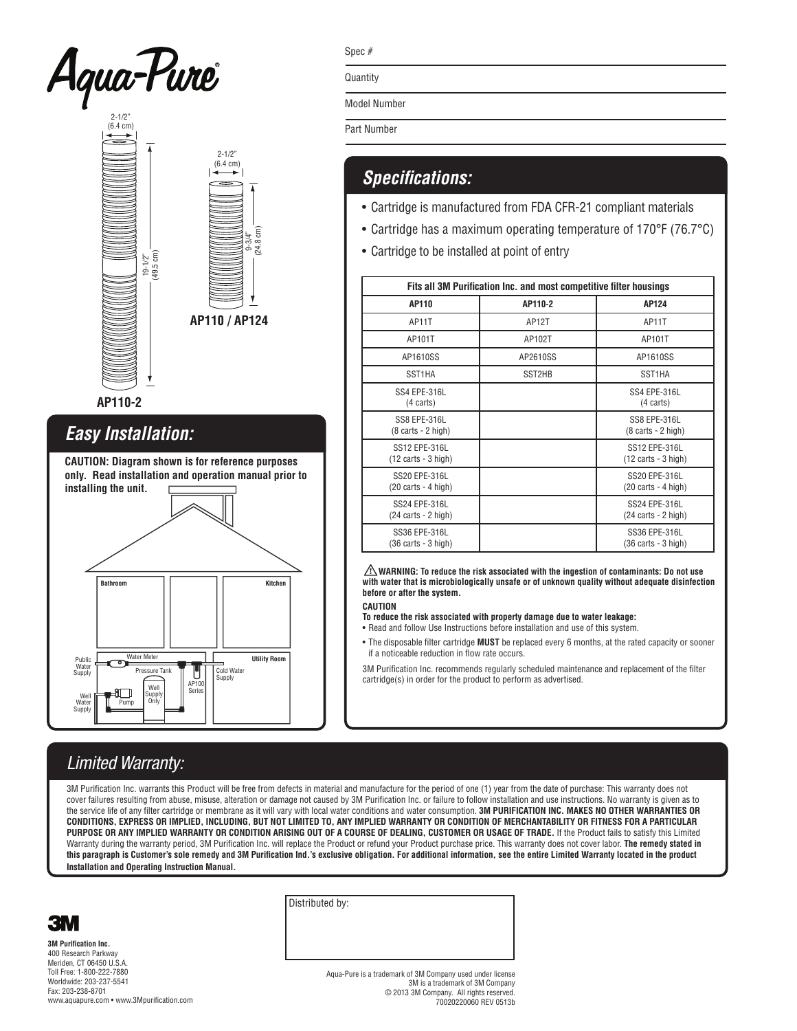# Aqua-Pure®

2-1/2" (6.4 cm)

19-1/2" (49.5 cm)

AP110-2

2-1/2" (6.4 cm)

9-3/4" (24.8 cm)

AP110 / AP124

Spec #

Quantity

Model Number

Part Number

## Specifications:

- Cartridge is manufactured from FDA CFR-21 compliant materials
- Cartridge has a maximum operating temperature of 170°F (76.7°C)
- Cartridge to be installed at point of entry

| Fits all 3M Purification Inc. and most competitive filter housings | | |
|---|---|---|
| **AP110** | **AP110-2** | **AP124** |
| AP11T | AP12T | AP11T |
| AP101T | AP102T | AP101T |
| AP1610SS | AP2610SS | AP1610SS |
| SST1HA | SST2HB | SST1HA |
| SS4 EPE-316L (4 carts) | | SS4 EPE-316L (4 carts) |
| SS8 EPE-316L (8 carts - 2 high) | | SS8 EPE-316L (8 carts - 2 high) |
| SS12 EPE-316L (12 carts - 3 high) | | SS12 EPE-316L (12 carts - 3 high) |
| SS20 EPE-316L (20 carts - 4 high) | | SS20 EPE-316L (20 carts - 4 high) |
| SS24 EPE-316L (24 carts - 2 high) | | SS24 EPE-316L (24 carts - 2 high) |
| SS36 EPE-316L (36 carts - 3 high) | | SS36 EPE-316L (36 carts - 3 high) |

⚠ **WARNING: To reduce the risk associated with the ingestion of contaminants: Do not use with water that is microbiologically unsafe or of unknown quality without adequate disinfection before or after the system.**

**CAUTION**

**To reduce the risk associated with property damage due to water leakage:**

- Read and follow Use Instructions before installation and use of this system.
- The disposable filter cartridge **MUST** be replaced every 6 months, at the rated capacity or sooner if a noticeable reduction in flow rate occurs.

3M Purification Inc. recommends regularly scheduled maintenance and replacement of the filter cartridge(s) in order for the product to perform as advertised.

## Easy Installation:

**CAUTION: Diagram shown is for reference purposes only. Read installation and operation manual prior to installing the unit.**

Bathroom

Kitchen

Public Water Supply

Water Meter

Utility Room

Pressure Tank

Cold Water Supply

AP100 Series

Well Supply Only

Well Water Supply

Pump

## *Limited Warranty:*

3M Purification Inc. warrants this Product will be free from defects in material and manufacture for the period of one (1) year from the date of purchase: This warranty does not cover failures resulting from abuse, misuse, alteration or damage not caused by 3M Purification Inc. or failure to follow installation and use instructions. No warranty is given as to the service life of any filter cartridge or membrane as it will vary with local water conditions and water consumption. **3M PURIFICATION INC. MAKES NO OTHER WARRANTIES OR CONDITIONS, EXPRESS OR IMPLIED, INCLUDING, BUT NOT LIMITED TO, ANY IMPLIED WARRANTY OR CONDITION OF MERCHANTABILITY OR FITNESS FOR A PARTICULAR PURPOSE OR ANY IMPLIED WARRANTY OR CONDITION ARISING OUT OF A COURSE OF DEALING, CUSTOMER OR USAGE OF TRADE.** If the Product fails to satisfy this Limited Warranty during the warranty period, 3M Purification Inc. will replace the Product or refund your Product purchase price. This warranty does not cover labor. **The remedy stated in this paragraph is Customer's sole remedy and 3M Purification Ind.'s exclusive obligation. For additional information, see the entire Limited Warranty located in the product Installation and Operating Instruction Manual.**

3M

**3M Purification Inc.**
400 Research Parkway
Meriden, CT 06450 U.S.A.
Toll Free: 1-800-222-7880
Worldwide: 203-237-5541
Fax: 203-238-8701
www.aquapure.com • www.3Mpurification.com

Distributed by:

Aqua-Pure is a trademark of 3M Company used under license
3M is a trademark of 3M Company
© 2013 3M Company. All rights reserved.
70020220060 REV 0513b